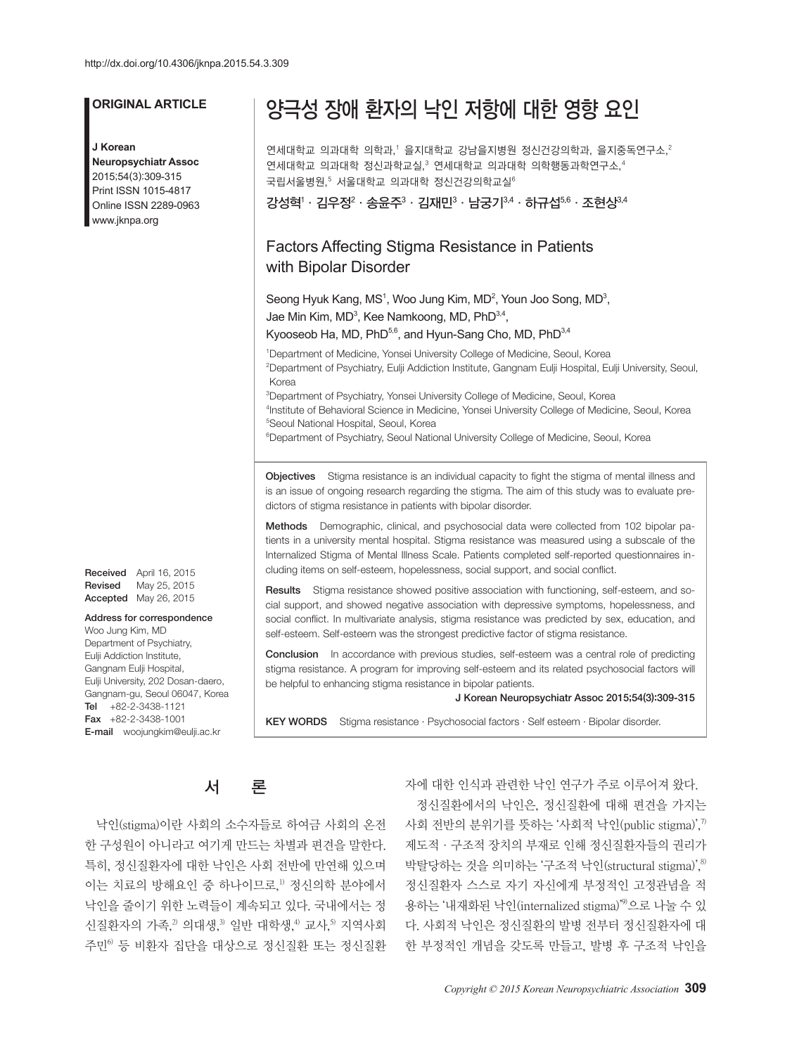http://dx.doi.org/10.4306/jknpa.2015.54.3.309

**ORIGINAL ARTICLE**

**J Korean Neuropsychiatr Assoc**
2015;54(3):309-315
Print ISSN 1015-4817
Online ISSN 2289-0963
www.jknpa.org

# 양극성 장애 환자의 낙인 저항에 대한 영향 요인

연세대학교 의과대학 의학과,[1] 을지대학교 강남을지병원 정신건강의학과, 을지중독연구소,[2] 연세대학교 의과대학 정신과학교실,[3] 연세대학교 의과대학 의학행동과학연구소,[4] 국립서울병원,[5] 서울대학교 의과대학 정신건강의학교실[6]

**강성혁[1] · 김우정[2] · 송윤주[3] · 김재민[3] · 남궁기[3,4] · 하규섭[5,6] · 조현상[3,4]**

## Factors Affecting Stigma Resistance in Patients with Bipolar Disorder

Seong Hyuk Kang, MS[1], Woo Jung Kim, MD[2], Youn Joo Song, MD[3], Jae Min Kim, MD[3], Kee Namkoong, MD, PhD[3,4], Kyooseob Ha, MD, PhD[5,6], and Hyun-Sang Cho, MD, PhD[3,4]

[1]Department of Medicine, Yonsei University College of Medicine, Seoul, Korea
[2]Department of Psychiatry, Eulji Addiction Institute, Gangnam Eulji Hospital, Eulji University, Seoul, Korea
[3]Department of Psychiatry, Yonsei University College of Medicine, Seoul, Korea
[4]Institute of Behavioral Science in Medicine, Yonsei University College of Medicine, Seoul, Korea
[5]Seoul National Hospital, Seoul, Korea
[6]Department of Psychiatry, Seoul National University College of Medicine, Seoul, Korea

**Objectives** Stigma resistance is an individual capacity to fight the stigma of mental illness and is an issue of ongoing research regarding the stigma. The aim of this study was to evaluate predictors of stigma resistance in patients with bipolar disorder.

**Methods** Demographic, clinical, and psychosocial data were collected from 102 bipolar patients in a university mental hospital. Stigma resistance was measured using a subscale of the Internalized Stigma of Mental Illness Scale. Patients completed self-reported questionnaires including items on self-esteem, hopelessness, social support, and social conflict.

**Results** Stigma resistance showed positive association with functioning, self-esteem, and social support, and showed negative association with depressive symptoms, hopelessness, and social conflict. In multivariate analysis, stigma resistance was predicted by sex, education, and self-esteem. Self-esteem was the strongest predictive factor of stigma resistance.

**Conclusion** In accordance with previous studies, self-esteem was a central role of predicting stigma resistance. A program for improving self-esteem and its related psychosocial factors will be helpful to enhancing stigma resistance in bipolar patients.

**J Korean Neuropsychiatr Assoc 2015;54(3):309-315**

**KEY WORDS** Stigma resistance · Psychosocial factors · Self esteem · Bipolar disorder.

**Received** April 16, 2015
**Revised** May 25, 2015
**Accepted** May 26, 2015

**Address for correspondence**
Woo Jung Kim, MD
Department of Psychiatry, Eulji Addiction Institute, Gangnam Eulji Hospital, Eulji University, 202 Dosan-daero, Gangnam-gu, Seoul 06047, Korea
**Tel** +82-2-3438-1121
**Fax** +82-2-3438-1001
**E-mail** woojungkim@eulji.ac.kr

## 서 론

낙인(stigma)이란 사회의 소수자들로 하여금 사회의 온전한 구성원이 아니라고 여기게 만드는 차별과 편견을 말한다. 특히, 정신질환자에 대한 낙인은 사회 전반에 만연해 있으며 이는 치료의 방해요인 중 하나이므로,[1] 정신의학 분야에서 낙인을 줄이기 위한 노력들이 계속되고 있다. 국내에서는 정신질환자의 가족,[2] 의대생,[3] 일반 대학생,[4] 교사,[5] 지역사회 주민[6] 등 비환자 집단을 대상으로 정신질환 또는 정신질환자에 대한 인식과 관련한 낙인 연구가 주로 이루어져 왔다.

정신질환에서의 낙인은, 정신질환에 대해 편견을 가지는 사회 전반의 분위기를 뜻하는 '사회적 낙인(public stigma)',[7] 제도적 · 구조적 장치의 부재로 인해 정신질환자들의 권리가 박탈당하는 것을 의미하는 '구조적 낙인(structural stigma)',[8] 정신질환자 스스로 자기 자신에게 부정적인 고정관념을 적용하는 '내재화된 낙인(internalized stigma)'[9]으로 나눌 수 있다. 사회적 낙인은 정신질환의 발병 전부터 정신질환자에 대한 부정적인 개념을 갖도록 만들고, 발병 후 구조적 낙인을

Copyright © 2015 Korean Neuropsychiatric Association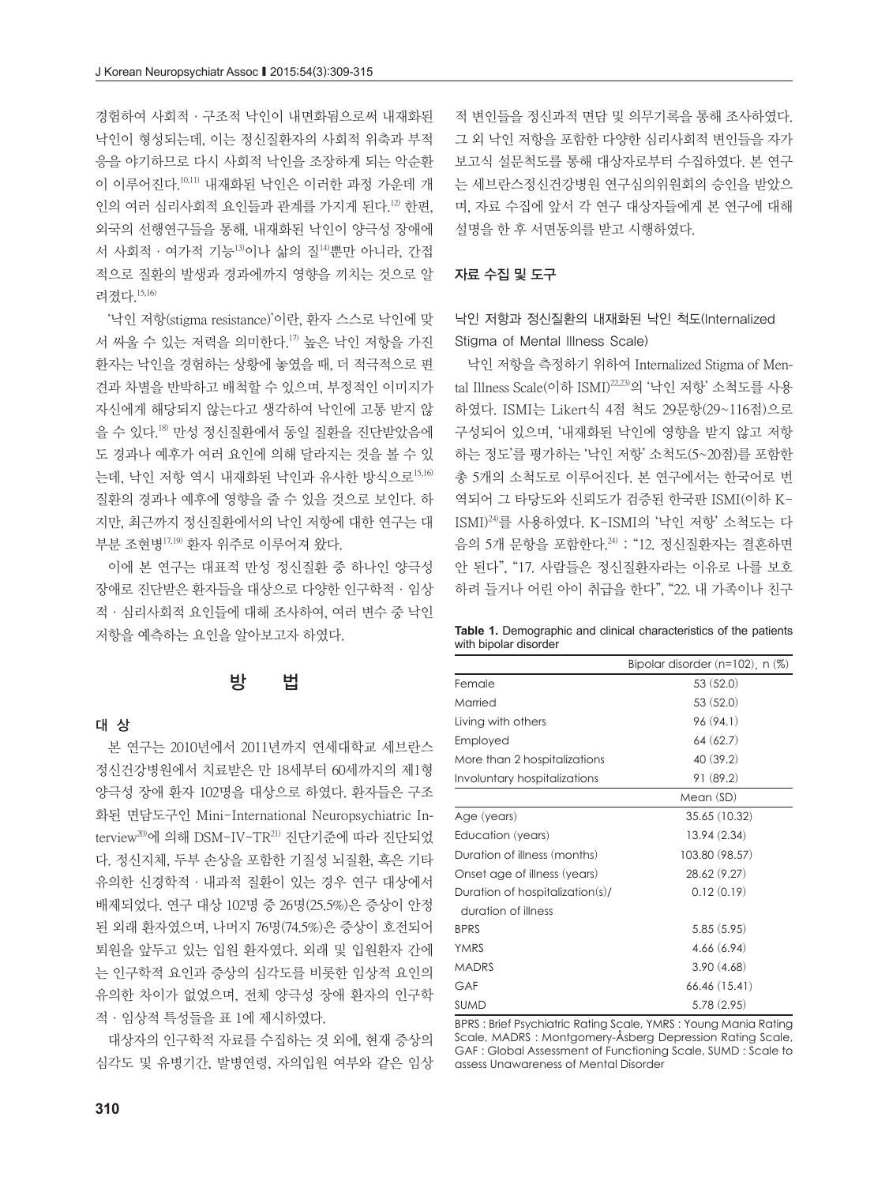경험하여 사회적 · 구조적 낙인이 내면화됨으로써 내재화된 낙인이 형성되는데, 이는 정신질환자의 사회적 위축과 부적응을 야기하므로 다시 사회적 낙인을 조장하게 되는 악순환이 이루어진다.[10,11] 내재화된 낙인은 이러한 과정 가운데 개인의 여러 심리사회적 요인들과 관계를 가지게 된다.[12] 한편, 외국의 선행연구들을 통해, 내재화된 낙인이 양극성 장애에서 사회적 · 여가적 기능[13]이나 삶의 질[14]뿐만 아니라, 간접적으로 질환의 발생과 경과에까지 영향을 끼치는 것으로 알려졌다.[15,16]

'낙인 저항(stigma resistance)'이란, 환자 스스로 낙인에 맞서 싸울 수 있는 저력을 의미한다.[17] 높은 낙인 저항을 가진 환자는 낙인을 경험하는 상황에 놓였을 때, 더 적극적으로 편견과 차별을 반박하고 배척할 수 있으며, 부정적인 이미지가 자신에게 해당되지 않는다고 생각하여 낙인에 고통 받지 않을 수 있다.[18] 만성 정신질환에서 동일 질환을 진단받았음에도 경과나 예후가 여러 요인에 의해 달라지는 것을 볼 수 있는데, 낙인 저항 역시 내재화된 낙인과 유사한 방식으로[15,16] 질환의 경과나 예후에 영향을 줄 수 있을 것으로 보인다. 하지만, 최근까지 정신질환에서의 낙인 저항에 대한 연구는 대부분 조현병[17,19] 환자 위주로 이루어져 왔다.

이에 본 연구는 대표적 만성 정신질환 중 하나인 양극성 장애로 진단받은 환자들을 대상으로 다양한 인구학적 · 임상적 · 심리사회적 요인들에 대해 조사하여, 여러 변수 중 낙인 저항을 예측하는 요인을 알아보고자 하였다.

## 방 법

### 대 상

본 연구는 2010년에서 2011년까지 연세대학교 세브란스 정신건강병원에서 치료받은 만 18세부터 60세까지의 제1형 양극성 장애 환자 102명을 대상으로 하였다. 환자들은 구조화된 면담도구인 Mini-International Neuropsychiatric Interview[20]에 의해 DSM-IV-TR[21] 진단기준에 따라 진단되었다. 정신지체, 두부 손상을 포함한 기질성 뇌질환, 혹은 기타 유의한 신경학적 · 내과적 질환이 있는 경우 연구 대상에서 배제되었다. 연구 대상 102명 중 26명(25.5%)은 증상이 안정된 외래 환자였으며, 나머지 76명(74.5%)은 증상이 호전되어 퇴원을 앞두고 있는 입원 환자였다. 외래 및 입원환자 간에는 인구학적 요인과 증상의 심각도를 비롯한 임상적 요인의 유의한 차이가 없었으며, 전체 양극성 장애 환자의 인구학적 · 임상적 특성들을 표 1에 제시하였다.

대상자의 인구학적 자료를 수집하는 것 외에, 현재 증상의 심각도 및 유병기간, 발병연령, 자의입원 여부와 같은 임상적 변인들을 정신과적 면담 및 의무기록을 통해 조사하였다. 그 외 낙인 저항을 포함한 다양한 심리사회적 변인들을 자가보고식 설문척도를 통해 대상자로부터 수집하였다. 본 연구는 세브란스정신건강병원 연구심의위원회의 승인을 받았으며, 자료 수집에 앞서 각 연구 대상자들에게 본 연구에 대해 설명을 한 후 서면동의를 받고 시행하였다.

### 자료 수집 및 도구

#### 낙인 저항과 정신질환의 내재화된 낙인 척도(Internalized Stigma of Mental Illness Scale)

낙인 저항을 측정하기 위하여 Internalized Stigma of Mental Illness Scale(이하 ISMI)[22,23]의 '낙인 저항' 소척도를 사용하였다. ISMI는 Likert식 4점 척도 29문항(29~116점)으로 구성되어 있으며, '내재화된 낙인에 영향을 받지 않고 저항하는 정도'를 평가하는 '낙인 저항' 소척도(5~20점)를 포함한 총 5개의 소척도로 이루어진다. 본 연구에서는 한국어로 번역되어 그 타당도와 신뢰도가 검증된 한국판 ISMI(이하 K-ISMI)[24]를 사용하였다. K-ISMI의 '낙인 저항' 소척도는 다음의 5개 문항을 포함한다.[24] : "12. 정신질환자는 결혼하면 안 된다", "17. 사람들은 정신질환자라는 이유로 나를 보호하려 들거나 어린 아이 취급을 한다", "22. 내 가족이나 친구

**Table 1.** Demographic and clinical characteristics of the patients with bipolar disorder

| | Bipolar disorder (n=102), n (%) |
|---|---|
| Female | 53 (52.0) |
| Married | 53 (52.0) |
| Living with others | 96 (94.1) |
| Employed | 64 (62.7) |
| More than 2 hospitalizations | 40 (39.2) |
| Involuntary hospitalizations | 91 (89.2) |
| | Mean (SD) |
| Age (years) | 35.65 (10.32) |
| Education (years) | 13.94 (2.34) |
| Duration of illness (months) | 103.80 (98.57) |
| Onset age of illness (years) | 28.62 (9.27) |
| Duration of hospitalization(s)/ duration of illness | 0.12 (0.19) |
| BPRS | 5.85 (5.95) |
| YMRS | 4.66 (6.94) |
| MADRS | 3.90 (4.68) |
| GAF | 66.46 (15.41) |
| SUMD | 5.78 (2.95) |

BPRS : Brief Psychiatric Rating Scale, YMRS : Young Mania Rating Scale, MADRS : Montgomery-Åsberg Depression Rating Scale, GAF : Global Assessment of Functioning Scale, SUMD : Scale to assess Unawareness of Mental Disorder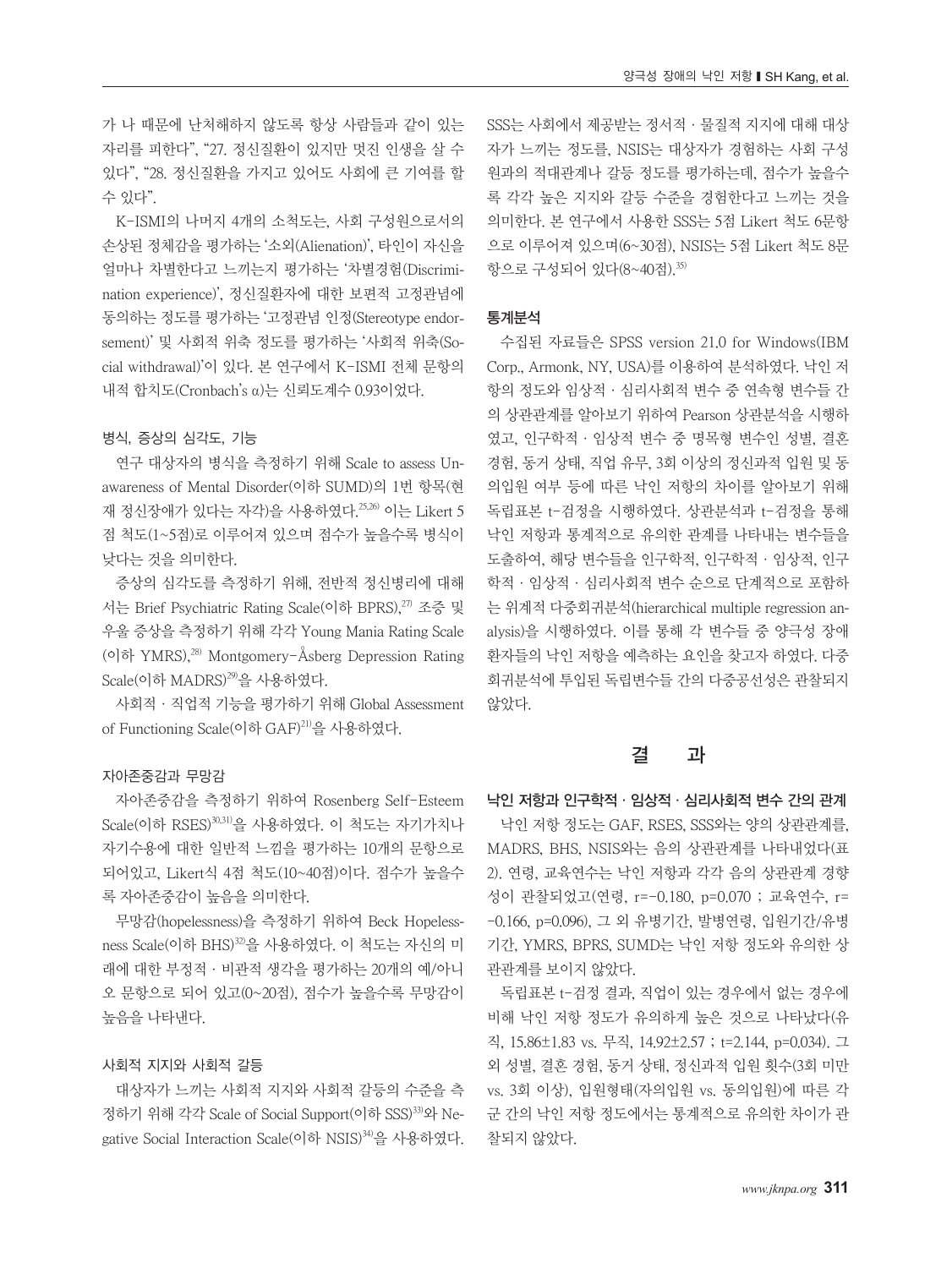가 나 때문에 난처해하지 않도록 항상 사람들과 같이 있는 자리를 피한다", "27. 정신질환이 있지만 멋진 인생을 살 수 있다", "28. 정신질환을 가지고 있어도 사회에 큰 기여를 할 수 있다".

K-ISMI의 나머지 4개의 소척도는, 사회 구성원으로서의 손상된 정체감을 평가하는 '소외(Alienation)', 타인이 자신을 얼마나 차별한다고 느끼는지 평가하는 '차별경험(Discrimination experience)', 정신질환자에 대한 보편적 고정관념에 동의하는 정도를 평가하는 '고정관념 인정(Stereotype endorsement)' 및 사회적 위축 정도를 평가하는 '사회적 위축(Social withdrawal)'이 있다. 본 연구에서 K-ISMI 전체 문항의 내적 합치도(Cronbach's α)는 신뢰도계수 0.93이었다.

### 병식, 증상의 심각도, 기능

연구 대상자의 병식을 측정하기 위해 Scale to assess Unawareness of Mental Disorder(이하 SUMD)의 1번 항목(현재 정신장애가 있다는 자각)을 사용하였다.[25,26] 이는 Likert 5점 척도(1~5점)로 이루어져 있으며 점수가 높을수록 병식이 낮다는 것을 의미한다.

증상의 심각도를 측정하기 위해, 전반적 정신병리에 대해서는 Brief Psychiatric Rating Scale(이하 BPRS),[27] 조증 및 우울 증상을 측정하기 위해 각각 Young Mania Rating Scale(이하 YMRS),[28] Montgomery-Åsberg Depression Rating Scale(이하 MADRS)[29]을 사용하였다.

사회적 · 직업적 기능을 평가하기 위해 Global Assessment of Functioning Scale(이하 GAF)[21]을 사용하였다.

### 자아존중감과 무망감

자아존중감을 측정하기 위하여 Rosenberg Self-Esteem Scale(이하 RSES)[30,31]을 사용하였다. 이 척도는 자기가치나 자기수용에 대한 일반적 느낌을 평가하는 10개의 문항으로 되어있고, Likert식 4점 척도(10~40점)이다. 점수가 높을수록 자아존중감이 높음을 의미한다.

무망감(hopelessness)을 측정하기 위하여 Beck Hopelessness Scale(이하 BHS)[32]을 사용하였다. 이 척도는 자신의 미래에 대한 부정적 · 비관적 생각을 평가하는 20개의 예/아니오 문항으로 되어 있고(0~20점), 점수가 높을수록 무망감이 높음을 나타낸다.

### 사회적 지지와 사회적 갈등

대상자가 느끼는 사회적 지지와 사회적 갈등의 수준을 측정하기 위해 각각 Scale of Social Support(이하 SSS)[33]와 Negative Social Interaction Scale(이하 NSIS)[34]을 사용하였다. SSS는 사회에서 제공받는 정서적 · 물질적 지지에 대해 대상자가 느끼는 정도를, NSIS는 대상자가 경험하는 사회 구성원과의 적대관계나 갈등 정도를 평가하는데, 점수가 높을수록 각각 높은 지지와 갈등 수준을 경험한다고 느끼는 것을 의미한다. 본 연구에서 사용한 SSS는 5점 Likert 척도 6문항으로 이루어져 있으며(6~30점), NSIS는 5점 Likert 척도 8문항으로 구성되어 있다(8~40점).[35]

### 통계분석

수집된 자료들은 SPSS version 21.0 for Windows(IBM Corp., Armonk, NY, USA)를 이용하여 분석하였다. 낙인 저항의 정도와 임상적 · 심리사회적 변수 중 연속형 변수들 간의 상관관계를 알아보기 위하여 Pearson 상관분석을 시행하였고, 인구학적 · 임상적 변수 중 명목형 변수인 성별, 결혼 경험, 동거 상태, 직업 유무, 3회 이상의 정신과적 입원 및 동의입원 여부 등에 따른 낙인 저항의 차이를 알아보기 위해 독립표본 t-검정을 시행하였다. 상관분석과 t-검정을 통해 낙인 저항과 통계적으로 유의한 관계를 나타내는 변수들을 도출하여, 해당 변수들을 인구학적, 인구학적 · 임상적, 인구학적 · 임상적 · 심리사회적 변수 순으로 단계적으로 포함하는 위계적 다중회귀분석(hierarchical multiple regression analysis)을 시행하였다. 이를 통해 각 변수들 중 양극성 장애 환자들의 낙인 저항을 예측하는 요인을 찾고자 하였다. 다중회귀분석에 투입된 독립변수들 간의 다중공선성은 관찰되지 않았다.

## 결 과

### 낙인 저항과 인구학적 · 임상적 · 심리사회적 변수 간의 관계

낙인 저항 정도는 GAF, RSES, SSS와는 양의 상관관계를, MADRS, BHS, NSIS와는 음의 상관관계를 나타내었다(표 2). 연령, 교육연수는 낙인 저항과 각각 음의 상관관계 경향성이 관찰되었고(연령, r=-0.180, p=0.070 ; 교육연수, r=-0.166, p=0.096), 그 외 유병기간, 발병연령, 입원기간/유병기간, YMRS, BPRS, SUMD는 낙인 저항 정도와 유의한 상관관계를 보이지 않았다.

독립표본 t-검정 결과, 직업이 있는 경우에서 없는 경우에 비해 낙인 저항 정도가 유의하게 높은 것으로 나타났다(유직, 15.86±1.83 vs. 무직, 14.92±2.57 ; t=2.144, p=0.034). 그 외 성별, 결혼 경험, 동거 상태, 정신과적 입원 횟수(3회 미만 vs. 3회 이상), 입원형태(자의입원 vs. 동의입원)에 따른 각 군 간의 낙인 저항 정도에서는 통계적으로 유의한 차이가 관찰되지 않았다.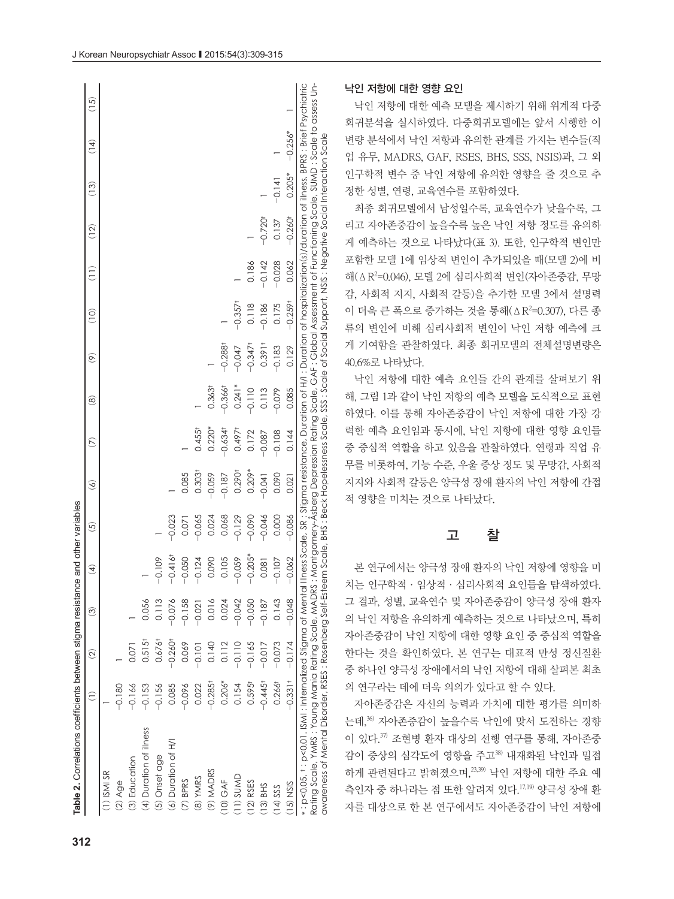**Table 2.** Correlations coefficients between stigma resistance and other variables

| | (1) | (2) | (3) | (4) | (5) | (6) | (7) | (8) | (9) | (10) | (11) | (12) | (13) | (14) | (15) |
|---|---|---|---|---|---|---|---|---|---|---|---|---|---|---|---|
| (1) ISMI SR | 1 | | | | | | | | | | | | | | |
| (2) Age | −0.180 | 1 | | | | | | | | | | | | | |
| (3) Education | −0.166 | 0.071 | 1 | | | | | | | | | | | | |
| (4) Duration of illness | −0.153 | 0.515† | 0.056 | 1 | | | | | | | | | | | |
| (5) Onset age | −0.156 | 0.676† | 0.113 | −0.109 | 1 | | | | | | | | | | |
| (6) Duration of H/I | 0.085 | −0.260† | −0.076 | −0.416† | −0.023 | 1 | | | | | | | | | |
| (7) BPRS | −0.096 | 0.069 | −0.158 | −0.050 | 0.071 | 0.085 | 1 | | | | | | | | |
| (8) YMRS | 0.022 | −0.101 | −0.021 | −0.124 | −0.065 | 0.303† | 0.455† | 1 | | | | | | | |
| (9) MADRS | −0.285† | 0.140 | 0.016 | 0.090 | 0.024 | −0.059 | 0.220* | 0.363† | 1 | | | | | | |
| (10) GAF | 0.206* | 0.112 | 0.024 | 0.105 | 0.068 | −0.187 | −0.634† | −0.366† | −0.288† | 1 | | | | | |
| (11) SUMD | 0.154 | −0.110 | −0.042 | −0.059 | −0.129 | 0.290† | 0.497† | 0.241* | −0.047 | −0.357† | 1 | | | | |
| (12) RSES | 0.595† | −0.165 | −0.050 | −0.205* | −0.090 | 0.209* | 0.172 | −0.110 | −0.347† | 0.118 | 0.186 | 1 | | | |
| (13) BHS | −0.445† | −0.017 | −0.187 | 0.081 | −0.046 | −0.041 | −0.087 | 0.113 | 0.391† | −0.186 | −0.142 | −0.720† | 1 | | |
| (14) SSS | 0.266† | −0.073 | 0.143 | −0.107 | 0.000 | 0.090 | −0.108 | −0.079 | −0.183 | 0.175 | −0.028 | 0.137 | −0.141 | 1 | |
| (15) NSIS | −0.331† | −0.174 | −0.048 | −0.062 | −0.086 | 0.021 | 0.144 | 0.085 | 0.129 | −0.259† | 0.062 | −0.260† | 0.205* | −0.256* | 1 |

*: p<0.05, †: p<0.01. ISMI : Internalized Stigma of Mental Illness Scale, SR : Stigma resistance, Duration of H/I : Duration of hospitalization(s)/duration of illness, BPRS : Brief Psychiatric Rating Scale, YMRS : Young Mania Rating Scale, MADRS : Montgomery-Åsberg Depression Rating Scale, GAF : Global Assessment of Functioning Scale, SUMD : Scale to assess Unawareness of Mental Disorder, RSES : Rosenberg Self-Esteem Scale, BHS : Beck Hopelessness Scale, SSS : Scale of Social Support, NSIS : Negative Social Interaction Scale

### 낙인 저항에 대한 영향 요인

낙인 저항에 대한 예측 모델을 제시하기 위해 위계적 다중회귀분석을 실시하였다. 다중회귀모델에는 앞서 시행한 이변량 분석에서 낙인 저항과 유의한 관계를 가지는 변수들(직업 유무, MADRS, GAF, RSES, BHS, SSS, NSIS)과, 그 외 인구학적 변수 중 낙인 저항에 유의한 영향을 줄 것으로 추정한 성별, 연령, 교육연수를 포함하였다.

최종 회귀모델에서 남성일수록, 교육연수가 낮을수록, 그리고 자아존중감이 높을수록 높은 낙인 저항 정도를 유의하게 예측하는 것으로 나타났다(표 3). 또한, 인구학적 변인만 포함한 모델 1에 임상적 변인이 추가되었을 때(모델 2)에 비해($\Delta R^2$=0.046), 모델 2에 심리사회적 변인(자아존중감, 무망감, 사회적 지지, 사회적 갈등)을 추가한 모델 3에서 설명력이 더욱 큰 폭으로 증가하는 것을 통해($\Delta R^2$=0.307), 다른 종류의 변인에 비해 심리사회적 변인이 낙인 저항 예측에 크게 기여함을 관찰하였다. 최종 회귀모델의 전체설명변량은 40.6%로 나타났다.

낙인 저항에 대한 예측 요인들 간의 관계를 살펴보기 위해, 그림 1과 같이 낙인 저항의 예측 모델을 도식적으로 표현하였다. 이를 통해 자아존중감이 낙인 저항에 대한 가장 강력한 예측 요인임과 동시에, 낙인 저항에 대한 영향 요인들 중 중심적 역할을 하고 있음을 관찰하였다. 연령과 직업 유무를 비롯하여, 기능 수준, 우울 증상 정도 및 무망감, 사회적 지지와 사회적 갈등은 양극성 장애 환자의 낙인 저항에 간접적 영향을 미치는 것으로 나타났다.

## 고 찰

본 연구에서는 양극성 장애 환자의 낙인 저항에 영향을 미치는 인구학적 · 임상적 · 심리사회적 요인들을 탐색하였다. 그 결과, 성별, 교육연수 및 자아존중감이 양극성 장애 환자의 낙인 저항을 유의하게 예측하는 것으로 나타났으며, 특히 자아존중감이 낙인 저항에 대한 영향 요인 중 중심적 역할을 한다는 것을 확인하였다. 본 연구는 대표적 만성 정신질환 중 하나인 양극성 장애에서의 낙인 저항에 대해 살펴본 최초의 연구라는 데에 더욱 의의가 있다고 할 수 있다.

자아존중감은 자신의 능력과 가치에 대한 평가를 의미하는데,[36] 자아존중감이 높을수록 낙인에 맞서 도전하는 경향이 있다.[37] 조현병 환자 대상의 선행 연구를 통해, 자아존중감이 증상의 심각도에 영향을 주고[38] 내재화된 낙인과 밀접하게 관련된다고 밝혀졌으며,[23,39] 낙인 저항에 대한 주요 예측인자 중 하나라는 점 또한 알려져 있다.[17,19] 양극성 장애 환자를 대상으로 한 본 연구에서도 자아존중감이 낙인 저항에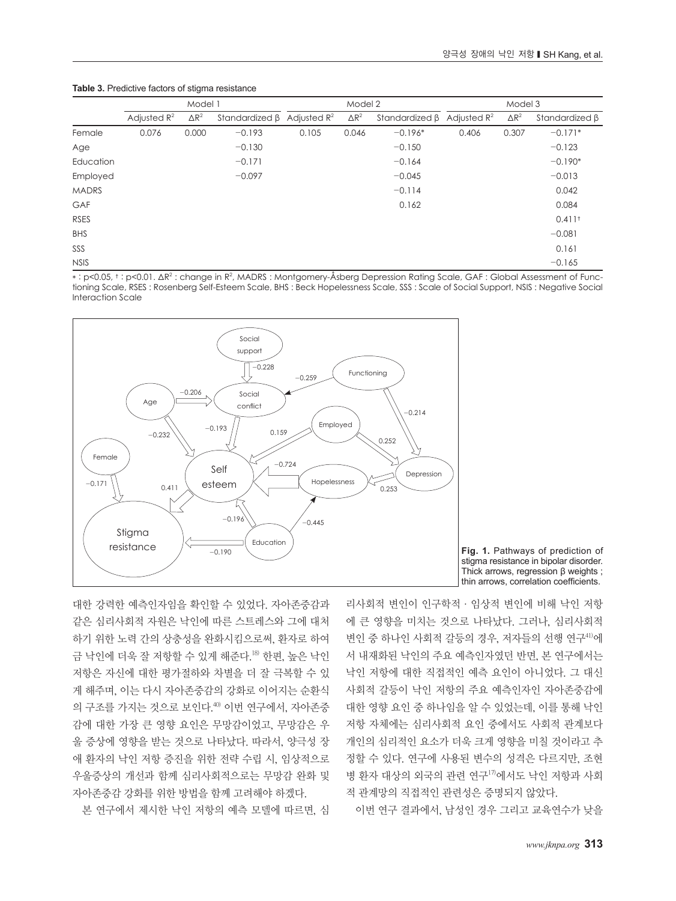**Table 3.** Predictive factors of stigma resistance

| | Model 1 | | | Model 2 | | | Model 3 | | |
|---|---|---|---|---|---|---|---|---|---|
| | Adjusted $R^2$ | $\Delta R^2$ | Standardized β | Adjusted $R^2$ | $\Delta R^2$ | Standardized β | Adjusted $R^2$ | $\Delta R^2$ | Standardized β |
| Female | 0.076 | 0.000 | −0.193 | 0.105 | 0.046 | −0.196* | 0.406 | 0.307 | −0.171* |
| Age | | | −0.130 | | | −0.150 | | | −0.123 |
| Education | | | −0.171 | | | −0.164 | | | −0.190* |
| Employed | | | −0.097 | | | −0.045 | | | −0.013 |
| MADRS | | | | | | −0.114 | | | 0.042 |
| GAF | | | | | | 0.162 | | | 0.084 |
| RSES | | | | | | | | | 0.411† |
| BHS | | | | | | | | | −0.081 |
| SSS | | | | | | | | | 0.161 |
| NSIS | | | | | | | | | −0.165 |

* : $p<0.05$, † : $p<0.01$. $\Delta R^2$ : change in $R^2$, MADRS : Montgomery-Åsberg Depression Rating Scale, GAF : Global Assessment of Functioning Scale, RSES : Rosenberg Self-Esteem Scale, BHS : Beck Hopelessness Scale, SSS : Scale of Social Support, NSIS : Negative Social Interaction Scale

**Fig. 1.** Pathways of prediction of stigma resistance in bipolar disorder. Thick arrows, regression β weights ; thin arrows, correlation coefficients.

대한 강력한 예측인자임을 확인할 수 있었다. 자아존중감과 같은 심리사회적 자원은 낙인에 따른 스트레스와 그에 대처하기 위한 노력 간의 상충성을 완화시킴으로써, 환자로 하여금 낙인에 더욱 잘 저항할 수 있게 해준다.[18] 한편, 높은 낙인 저항은 자신에 대한 평가절하와 차별을 더 잘 극복할 수 있게 해주며, 이는 다시 자아존중감의 강화로 이어지는 순환식의 구조를 가지는 것으로 보인다.[40] 이번 연구에서, 자아존중감에 대한 가장 큰 영향 요인은 무망감이었고, 무망감은 우울 증상에 영향을 받는 것으로 나타났다. 따라서, 양극성 장애 환자의 낙인 저항 증진을 위한 전략 수립 시, 임상적으로 우울증상의 개선과 함께 심리사회적으로는 무망감 완화 및 자아존중감 강화를 위한 방법을 함께 고려해야 하겠다.

본 연구에서 제시한 낙인 저항의 예측 모델에 따르면, 심리사회적 변인이 인구학적 · 임상적 변인에 비해 낙인 저항에 큰 영향을 미치는 것으로 나타났다. 그러나, 심리사회적 변인 중 하나인 사회적 갈등의 경우, 저자들의 선행 연구[41]에서 내재화된 낙인의 주요 예측인자였던 반면, 본 연구에서는 낙인 저항에 대한 직접적인 예측 요인이 아니었다. 그 대신 사회적 갈등이 낙인 저항의 주요 예측인자인 자아존중감에 대한 영향 요인 중 하나임을 알 수 있었는데, 이를 통해 낙인 저항 자체에는 심리사회적 요인 중에서도 사회적 관계보다 개인의 심리적인 요소가 더욱 크게 영향을 미칠 것이라고 추정할 수 있다. 연구에 사용된 변수의 성격은 다르지만, 조현병 환자 대상의 외국의 관련 연구[17]에서도 낙인 저항과 사회적 관계망의 직접적인 관련성은 증명되지 않았다.

이번 연구 결과에서, 남성인 경우 그리고 교육연수가 낮을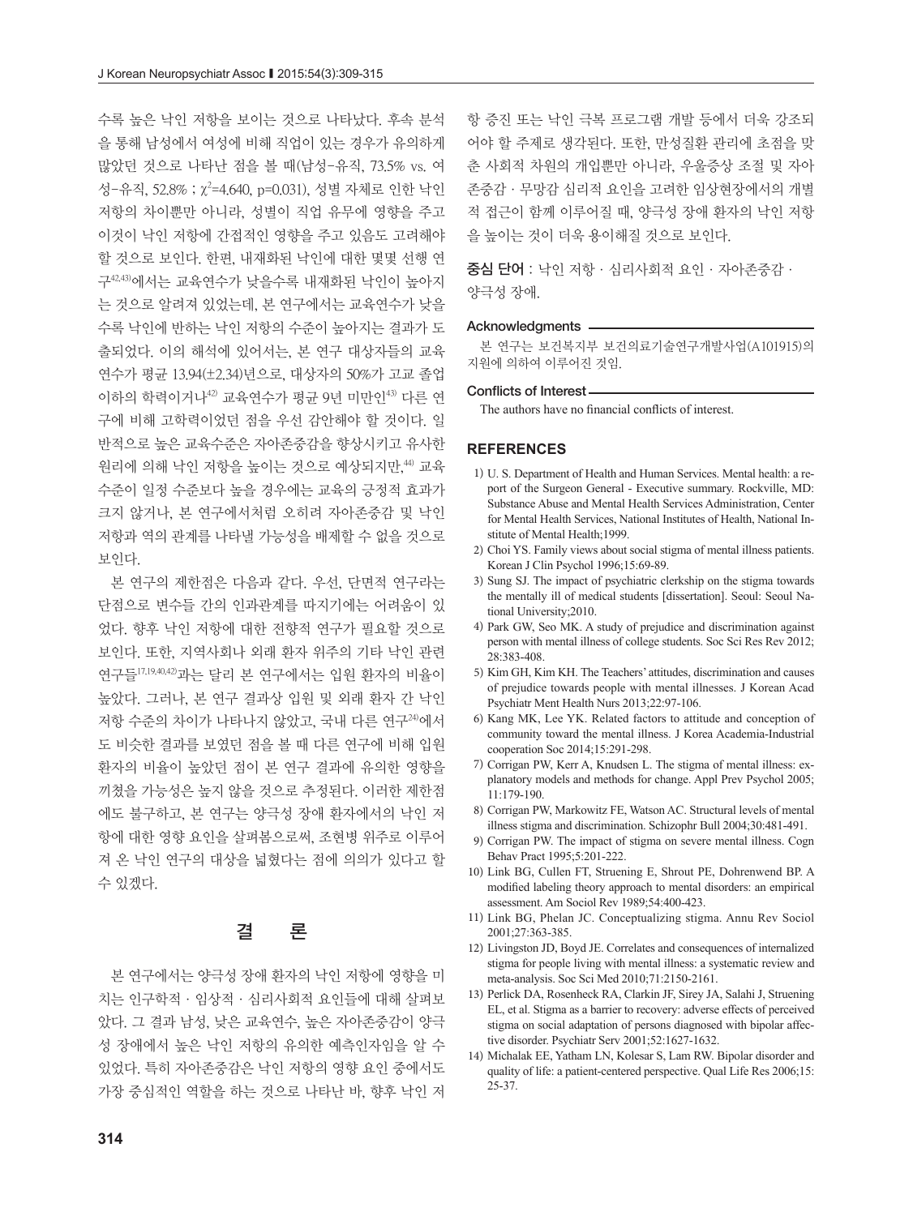수록 높은 낙인 저항을 보이는 것으로 나타났다. 후속 분석을 통해 남성에서 여성에 비해 직업이 있는 경우가 유의하게 많았던 것으로 나타난 점을 볼 때(남성-유직, 73.5% vs. 여성-유직, 52.8% ; $\chi^2$=4.640, p=0.031), 성별 자체로 인한 낙인 저항의 차이뿐만 아니라, 성별이 직업 유무에 영향을 주고 이것이 낙인 저항에 간접적인 영향을 주고 있음도 고려해야 할 것으로 보인다. 한편, 내재화된 낙인에 대한 몇몇 선행 연구[42,43]에서는 교육연수가 낮을수록 내재화된 낙인이 높아지는 것으로 알려져 있었는데, 본 연구에서는 교육연수가 낮을수록 낙인에 반하는 낙인 저항의 수준이 높아지는 결과가 도출되었다. 이의 해석에 있어서는, 본 연구 대상자들의 교육연수가 평균 13.94(±2.34)년으로, 대상자의 50%가 고교 졸업 이하의 학력이거나[42] 교육연수가 평균 9년 미만인[43] 다른 연구에 비해 고학력이었던 점을 우선 감안해야 할 것이다. 일반적으로 높은 교육수준은 자아존중감을 향상시키고 유사한 원리에 의해 낙인 저항을 높이는 것으로 예상되지만,[44] 교육수준이 일정 수준보다 높을 경우에는 교육의 긍정적 효과가 크지 않거나, 본 연구에서처럼 오히려 자아존중감 및 낙인 저항과 역의 관계를 나타낼 가능성을 배제할 수 없을 것으로 보인다.

본 연구의 제한점은 다음과 같다. 우선, 단면적 연구라는 단점으로 변수들 간의 인과관계를 따지기에는 어려움이 있었다. 향후 낙인 저항에 대한 전향적 연구가 필요할 것으로 보인다. 또한, 지역사회나 외래 환자 위주의 기타 낙인 관련 연구들[17,19,40,42]과는 달리 본 연구에서는 입원 환자의 비율이 높았다. 그러나, 본 연구 결과상 입원 및 외래 환자 간 낙인 저항 수준의 차이가 나타나지 않았고, 국내 다른 연구[24]에서도 비슷한 결과를 보였던 점을 볼 때 다른 연구에 비해 입원 환자의 비율이 높았던 점이 본 연구 결과에 유의한 영향을 끼쳤을 가능성은 높지 않을 것으로 추정된다. 이러한 제한점에도 불구하고, 본 연구는 양극성 장애 환자에서의 낙인 저항에 대한 영향 요인을 살펴봄으로써, 조현병 위주로 이루어져 온 낙인 연구의 대상을 넓혔다는 점에 의의가 있다고 할 수 있겠다.

## 결 론

본 연구에서는 양극성 장애 환자의 낙인 저항에 영향을 미치는 인구학적 · 임상적 · 심리사회적 요인들에 대해 살펴보았다. 그 결과 남성, 낮은 교육연수, 높은 자아존중감이 양극성 장애에서 높은 낙인 저항의 유의한 예측인자임을 알 수 있었다. 특히 자아존중감은 낙인 저항의 영향 요인 중에서도 가장 중심적인 역할을 하는 것으로 나타난 바, 향후 낙인 저항 증진 또는 낙인 극복 프로그램 개발 등에서 더욱 강조되어야 할 주제로 생각된다. 또한, 만성질환 관리에 초점을 맞춘 사회적 차원의 개입뿐만 아니라, 우울증상 조절 및 자아존중감 · 무망감 심리적 요인을 고려한 임상현장에서의 개별적 접근이 함께 이루어질 때, 양극성 장애 환자의 낙인 저항을 높이는 것이 더욱 용이해질 것으로 보인다.

**중심 단어** : 낙인 저항 · 심리사회적 요인 · 자아존중감 · 양극성 장애.

#### Acknowledgments

본 연구는 보건복지부 보건의료기술연구개발사업(A101915)의 지원에 의하여 이루어진 것임.

#### Conflicts of Interest

The authors have no financial conflicts of interest.

## REFERENCES

1) U. S. Department of Health and Human Services. Mental health: a report of the Surgeon General - Executive summary. Rockville, MD: Substance Abuse and Mental Health Services Administration, Center for Mental Health Services, National Institutes of Health, National Institute of Mental Health;1999.
2) Choi YS. Family views about social stigma of mental illness patients. Korean J Clin Psychol 1996;15:69-89.
3) Sung SJ. The impact of psychiatric clerkship on the stigma towards the mentally ill of medical students [dissertation]. Seoul: Seoul National University;2010.
4) Park GW, Seo MK. A study of prejudice and discrimination against person with mental illness of college students. Soc Sci Res Rev 2012; 28:383-408.
5) Kim GH, Kim KH. The Teachers' attitudes, discrimination and causes of prejudice towards people with mental illnesses. J Korean Acad Psychiatr Ment Health Nurs 2013;22:97-106.
6) Kang MK, Lee YK. Related factors to attitude and conception of community toward the mental illness. J Korea Academia-Industrial cooperation Soc 2014;15:291-298.
7) Corrigan PW, Kerr A, Knudsen L. The stigma of mental illness: explanatory models and methods for change. Appl Prev Psychol 2005; 11:179-190.
8) Corrigan PW, Markowitz FE, Watson AC. Structural levels of mental illness stigma and discrimination. Schizophr Bull 2004;30:481-491.
9) Corrigan PW. The impact of stigma on severe mental illness. Cogn Behav Pract 1995;5:201-222.
10) Link BG, Cullen FT, Struening E, Shrout PE, Dohrenwend BP. A modified labeling theory approach to mental disorders: an empirical assessment. Am Sociol Rev 1989;54:400-423.
11) Link BG, Phelan JC. Conceptualizing stigma. Annu Rev Sociol 2001;27:363-385.
12) Livingston JD, Boyd JE. Correlates and consequences of internalized stigma for people living with mental illness: a systematic review and meta-analysis. Soc Sci Med 2010;71:2150-2161.
13) Perlick DA, Rosenheck RA, Clarkin JF, Sirey JA, Salahi J, Struening EL, et al. Stigma as a barrier to recovery: adverse effects of perceived stigma on social adaptation of persons diagnosed with bipolar affective disorder. Psychiatr Serv 2001;52:1627-1632.
14) Michalak EE, Yatham LN, Kolesar S, Lam RW. Bipolar disorder and quality of life: a patient-centered perspective. Qual Life Res 2006;15: 25-37.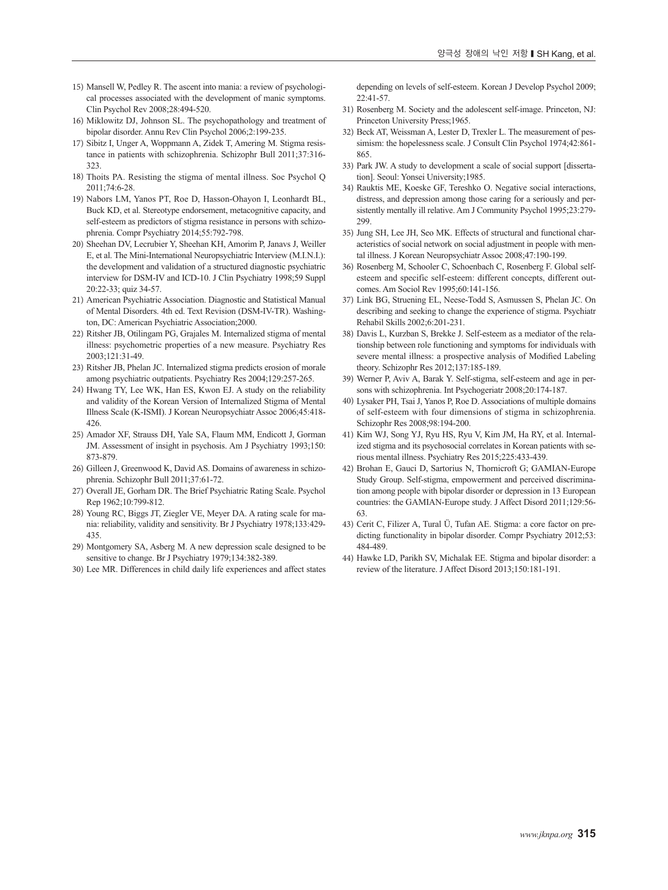15) Mansell W, Pedley R. The ascent into mania: a review of psychological processes associated with the development of manic symptoms. Clin Psychol Rev 2008;28:494-520.
16) Miklowitz DJ, Johnson SL. The psychopathology and treatment of bipolar disorder. Annu Rev Clin Psychol 2006;2:199-235.
17) Sibitz I, Unger A, Woppmann A, Zidek T, Amering M. Stigma resistance in patients with schizophrenia. Schizophr Bull 2011;37:316-323.
18) Thoits PA. Resisting the stigma of mental illness. Soc Psychol Q 2011;74:6-28.
19) Nabors LM, Yanos PT, Roe D, Hasson-Ohayon I, Leonhardt BL, Buck KD, et al. Stereotype endorsement, metacognitive capacity, and self-esteem as predictors of stigma resistance in persons with schizophrenia. Compr Psychiatry 2014;55:792-798.
20) Sheehan DV, Lecrubier Y, Sheehan KH, Amorim P, Janavs J, Weiller E, et al. The Mini-International Neuropsychiatric Interview (M.I.N.I.): the development and validation of a structured diagnostic psychiatric interview for DSM-IV and ICD-10. J Clin Psychiatry 1998;59 Suppl 20:22-33; quiz 34-57.
21) American Psychiatric Association. Diagnostic and Statistical Manual of Mental Disorders. 4th ed. Text Revision (DSM-IV-TR). Washington, DC: American Psychiatric Association;2000.
22) Ritsher JB, Otilingam PG, Grajales M. Internalized stigma of mental illness: psychometric properties of a new measure. Psychiatry Res 2003;121:31-49.
23) Ritsher JB, Phelan JC. Internalized stigma predicts erosion of morale among psychiatric outpatients. Psychiatry Res 2004;129:257-265.
24) Hwang TY, Lee WK, Han ES, Kwon EJ. A study on the reliability and validity of the Korean Version of Internalized Stigma of Mental Illness Scale (K-ISMI). J Korean Neuropsychiatr Assoc 2006;45:418-426.
25) Amador XF, Strauss DH, Yale SA, Flaum MM, Endicott J, Gorman JM. Assessment of insight in psychosis. Am J Psychiatry 1993;150:873-879.
26) Gilleen J, Greenwood K, David AS. Domains of awareness in schizophrenia. Schizophr Bull 2011;37:61-72.
27) Overall JE, Gorham DR. The Brief Psychiatric Rating Scale. Psychol Rep 1962;10:799-812.
28) Young RC, Biggs JT, Ziegler VE, Meyer DA. A rating scale for mania: reliability, validity and sensitivity. Br J Psychiatry 1978;133:429-435.
29) Montgomery SA, Asberg M. A new depression scale designed to be sensitive to change. Br J Psychiatry 1979;134:382-389.
30) Lee MR. Differences in child daily life experiences and affect states depending on levels of self-esteem. Korean J Develop Psychol 2009;22:41-57.
31) Rosenberg M. Society and the adolescent self-image. Princeton, NJ: Princeton University Press;1965.
32) Beck AT, Weissman A, Lester D, Trexler L. The measurement of pessimism: the hopelessness scale. J Consult Clin Psychol 1974;42:861-865.
33) Park JW. A study to development a scale of social support [dissertation]. Seoul: Yonsei University;1985.
34) Rauktis ME, Koeske GF, Tereshko O. Negative social interactions, distress, and depression among those caring for a seriously and persistently mentally ill relative. Am J Community Psychol 1995;23:279-299.
35) Jung SH, Lee JH, Seo MK. Effects of structural and functional characteristics of social network on social adjustment in people with mental illness. J Korean Neuropsychiatr Assoc 2008;47:190-199.
36) Rosenberg M, Schooler C, Schoenbach C, Rosenberg F. Global self-esteem and specific self-esteem: different concepts, different outcomes. Am Sociol Rev 1995;60:141-156.
37) Link BG, Struening EL, Neese-Todd S, Asmussen S, Phelan JC. On describing and seeking to change the experience of stigma. Psychiatr Rehabil Skills 2002;6:201-231.
38) Davis L, Kurzban S, Brekke J. Self-esteem as a mediator of the relationship between role functioning and symptoms for individuals with severe mental illness: a prospective analysis of Modified Labeling theory. Schizophr Res 2012;137:185-189.
39) Werner P, Aviv A, Barak Y. Self-stigma, self-esteem and age in persons with schizophrenia. Int Psychogeriatr 2008;20:174-187.
40) Lysaker PH, Tsai J, Yanos P, Roe D. Associations of multiple domains of self-esteem with four dimensions of stigma in schizophrenia. Schizophr Res 2008;98:194-200.
41) Kim WJ, Song YJ, Ryu HS, Ryu V, Kim JM, Ha RY, et al. Internalized stigma and its psychosocial correlates in Korean patients with serious mental illness. Psychiatry Res 2015;225:433-439.
42) Brohan E, Gauci D, Sartorius N, Thornicroft G; GAMIAN-Europe Study Group. Self-stigma, empowerment and perceived discrimination among people with bipolar disorder or depression in 13 European countries: the GAMIAN-Europe study. J Affect Disord 2011;129:56-63.
43) Cerit C, Filizer A, Tural Ü, Tufan AE. Stigma: a core factor on predicting functionality in bipolar disorder. Compr Psychiatry 2012;53:484-489.
44) Hawke LD, Parikh SV, Michalak EE. Stigma and bipolar disorder: a review of the literature. J Affect Disord 2013;150:181-191.